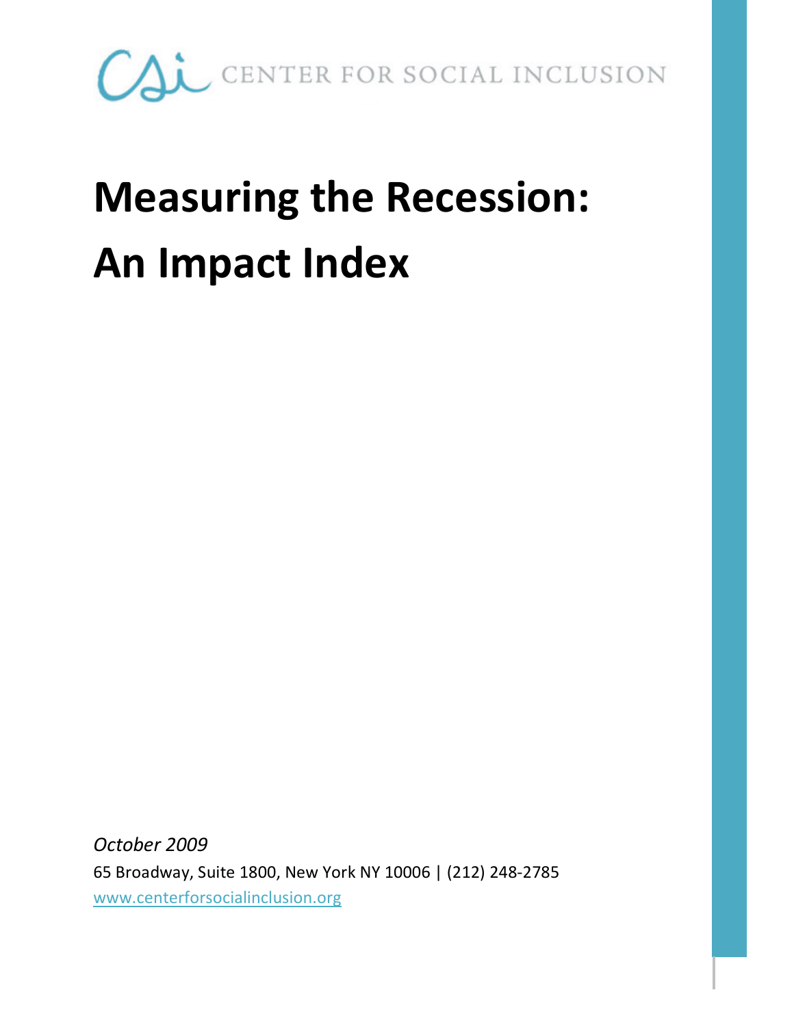CENTER FOR SOCIAL INCLUSION

# Measuring the Recession: An Impact Index

*October 2009*

65 Broadway, Suite 1800, New York NY 10006 | (212) 248-2785

www.centerforsocialinclusion.org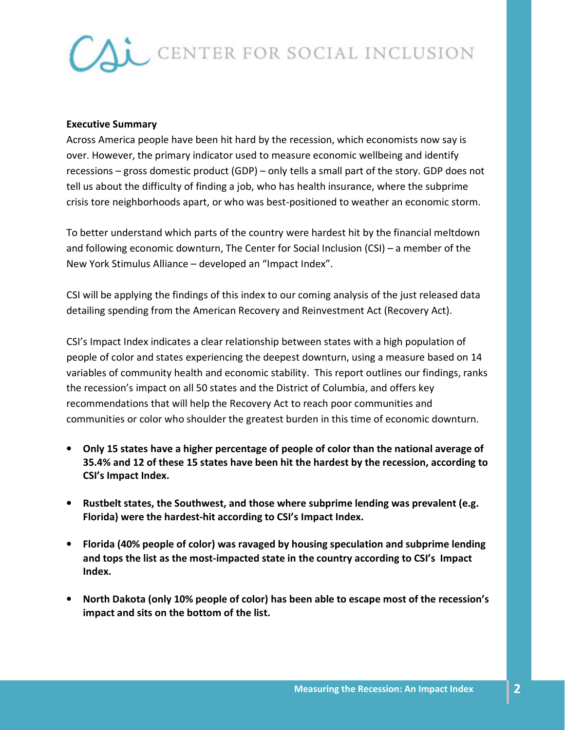**Executive Summary**

Across America people have been hit hard by the recession, which economists now say is over. However, the primary indicator used to measure economic wellbeing and identify recessions – gross domestic product (GDP) – only tells a small part of the story. GDP does not tell us about the difficulty of finding a job, who has health insurance, where the subprime crisis tore neighborhoods apart, or who was best-positioned to weather an economic storm.

To better understand which parts of the country were hardest hit by the financial meltdown and following economic downturn, The Center for Social Inclusion (CSI) – a member of the New York Stimulus Alliance – developed an "Impact Index".

CSI will be applying the findings of this index to our coming analysis of the just released data detailing spending from the American Recovery and Reinvestment Act (Recovery Act).

CSI's Impact Index indicates a clear relationship between states with a high population of people of color and states experiencing the deepest downturn, using a measure based on 14 variables of community health and economic stability. This report outlines our findings, ranks the recession's impact on all 50 states and the District of Columbia, and offers key recommendations that will help the Recovery Act to reach poor communities and communities or color who shoulder the greatest burden in this time of economic downturn.

- **Only 15 states have a higher percentage of people of color than the national average of 35.4% and 12 of these 15 states have been hit the hardest by the recession, according to CSI's Impact Index.**
- **Rustbelt states, the Southwest, and those where subprime lending was prevalent (e.g. Florida) were the hardest-hit according to CSI's Impact Index.**
- **Florida (40% people of color) was ravaged by housing speculation and subprime lending and tops the list as the most-impacted state in the country according to CSI's Impact Index.**
- **North Dakota (only 10% people of color) has been able to escape most of the recession's impact and sits on the bottom of the list.**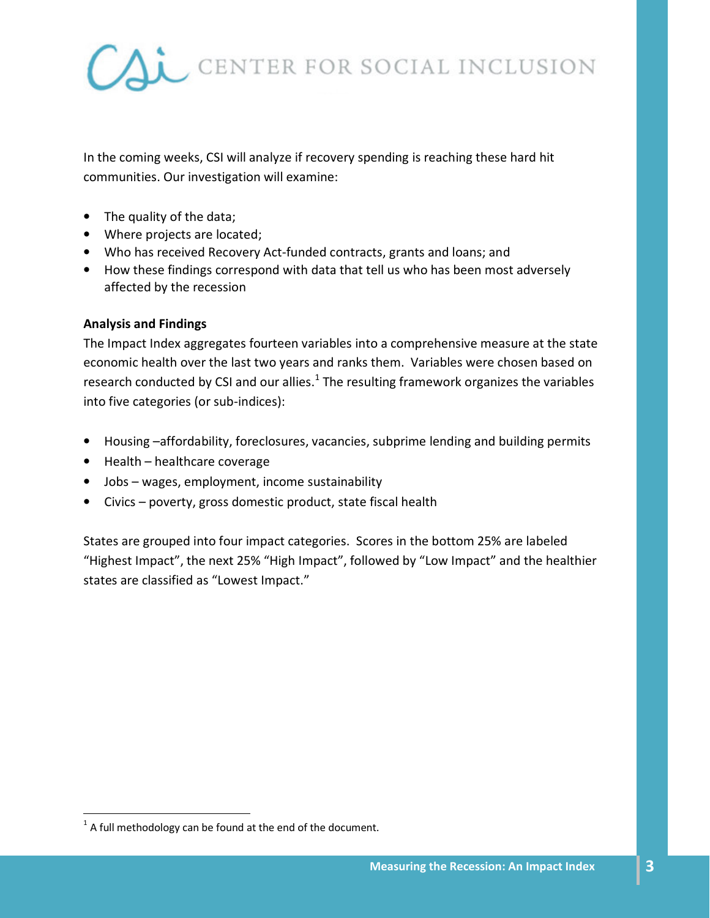In the coming weeks, CSI will analyze if recovery spending is reaching these hard hit communities. Our investigation will examine:

- The quality of the data;
- Where projects are located;
- Who has received Recovery Act-funded contracts, grants and loans; and
- How these findings correspond with data that tell us who has been most adversely affected by the recession

**Analysis and Findings**

The Impact Index aggregates fourteen variables into a comprehensive measure at the state economic health over the last two years and ranks them. Variables were chosen based on research conducted by CSI and our allies.[1] The resulting framework organizes the variables into five categories (or sub-indices):

- Housing –affordability, foreclosures, vacancies, subprime lending and building permits
- Health – healthcare coverage
- Jobs – wages, employment, income sustainability
- Civics – poverty, gross domestic product, state fiscal health

States are grouped into four impact categories. Scores in the bottom 25% are labeled "Highest Impact", the next 25% "High Impact", followed by "Low Impact" and the healthier states are classified as "Lowest Impact."

[1] A full methodology can be found at the end of the document.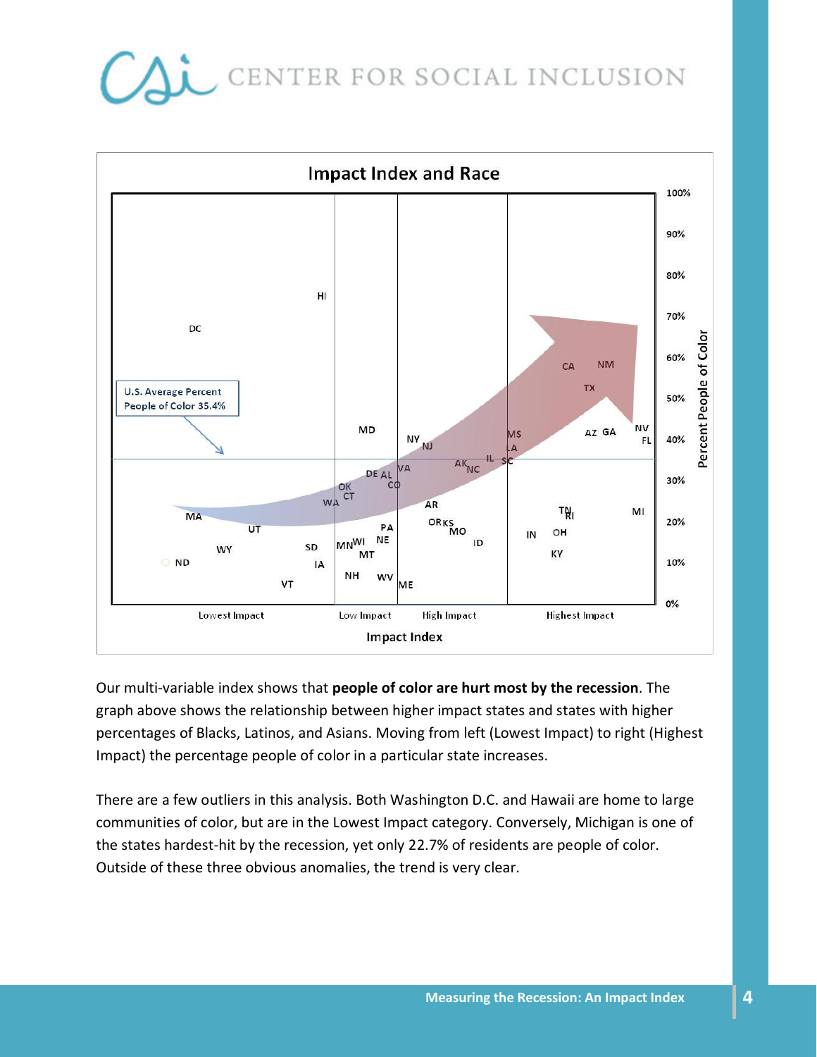Our multi-variable index shows that **people of color are hurt most by the recession**. The graph above shows the relationship between higher impact states and states with higher percentages of Blacks, Latinos, and Asians. Moving from left (Lowest Impact) to right (Highest Impact) the percentage people of color in a particular state increases.

There are a few outliers in this analysis. Both Washington D.C. and Hawaii are home to large communities of color, but are in the Lowest Impact category. Conversely, Michigan is one of the states hardest-hit by the recession, yet only 22.7% of residents are people of color. Outside of these three obvious anomalies, the trend is very clear.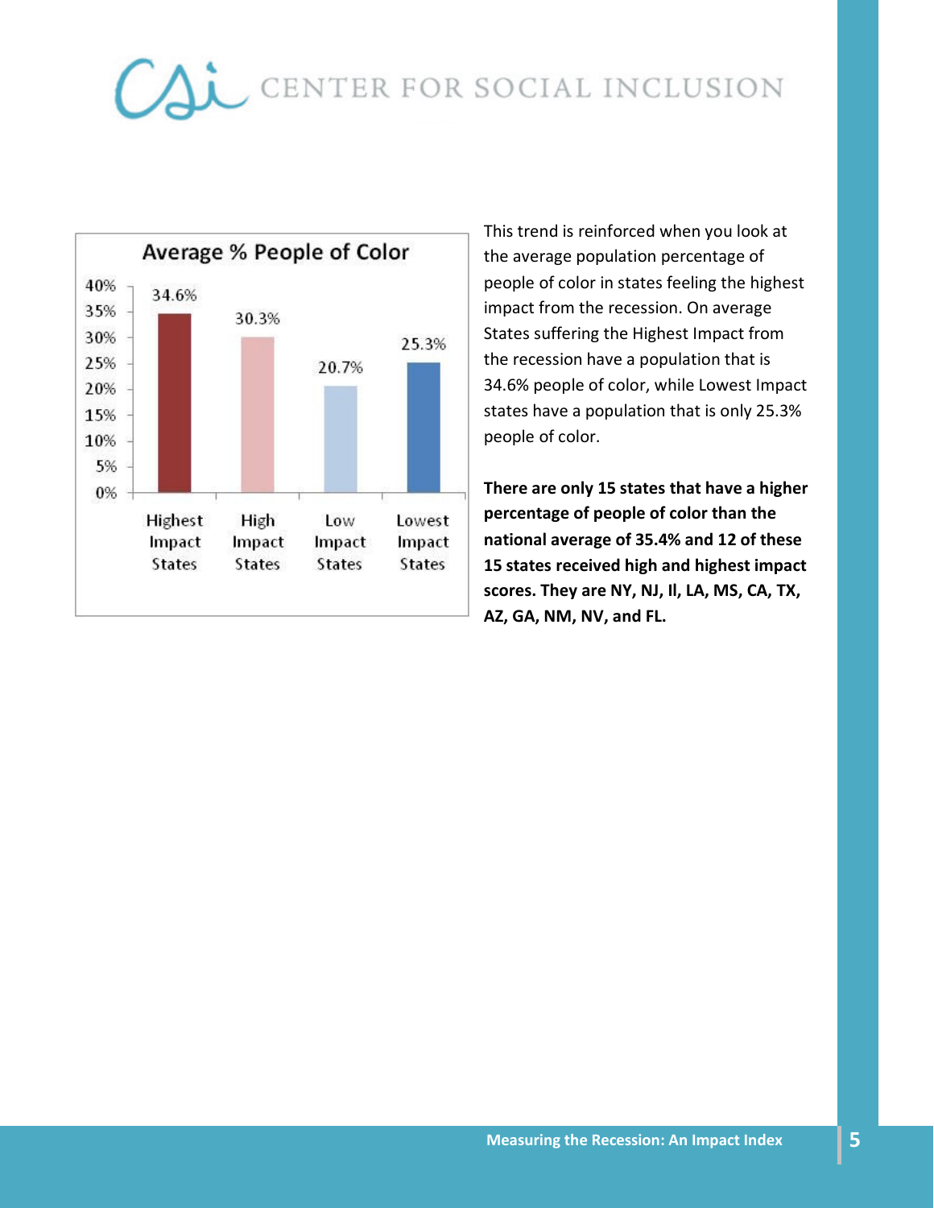**Average % People of Color**

| Highest Impact States | High Impact States | Low Impact States | Lowest Impact States |
| --- | --- | --- | --- |
| 34.6% | 30.3% | 20.7% | 25.3% |

This trend is reinforced when you look at the average population percentage of people of color in states feeling the highest impact from the recession. On average States suffering the Highest Impact from the recession have a population that is 34.6% people of color, while Lowest Impact states have a population that is only 25.3% people of color.

**There are only 15 states that have a higher percentage of people of color than the national average of 35.4% and 12 of these 15 states received high and highest impact scores. They are NY, NJ, Il, LA, MS, CA, TX, AZ, GA, NM, NV, and FL.**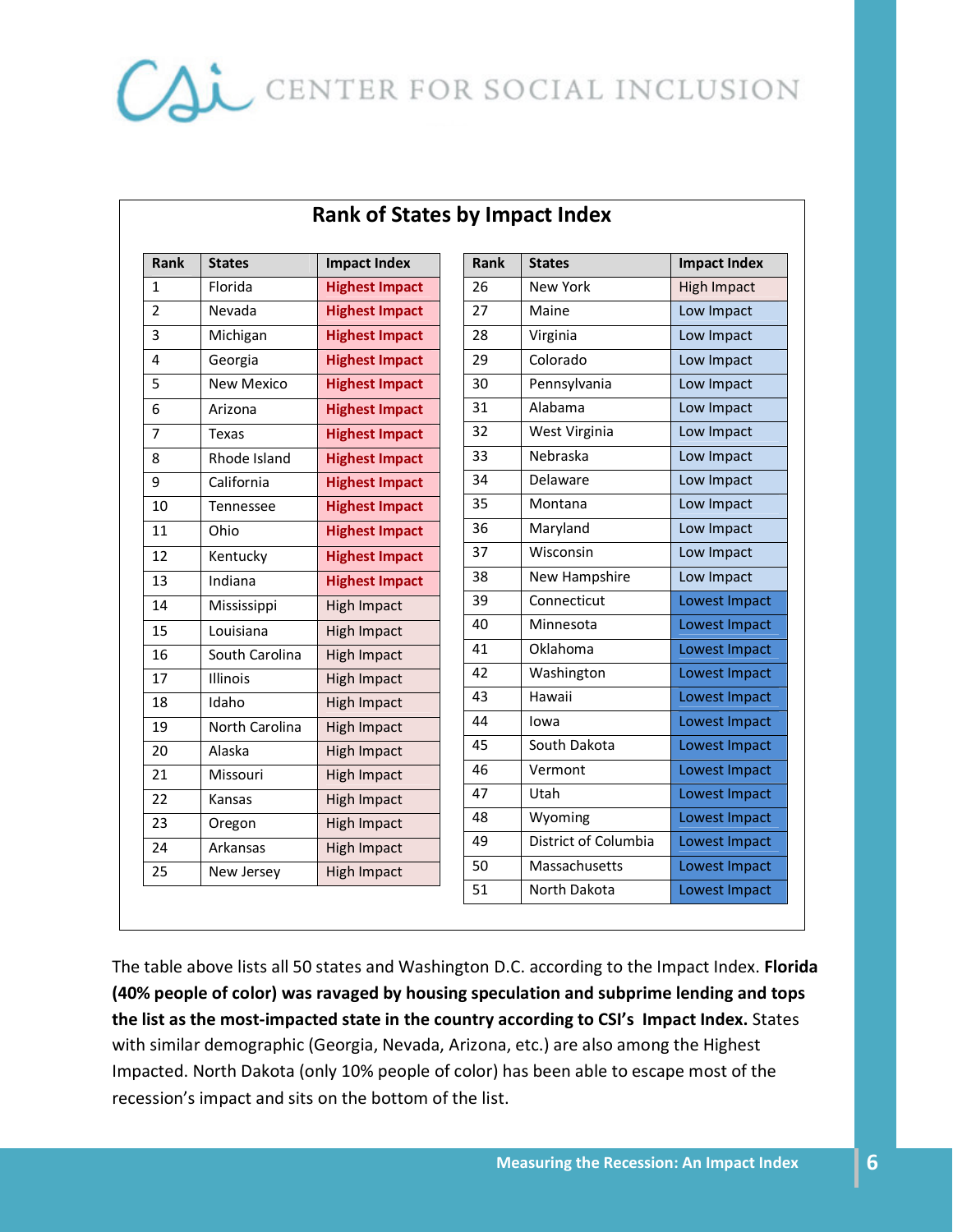## Rank of States by Impact Index

| Rank | States | Impact Index | Rank | States | Impact Index |
|---|---|---|---|---|---|
| 1 | Florida | Highest Impact | 26 | New York | High Impact |
| 2 | Nevada | Highest Impact | 27 | Maine | Low Impact |
| 3 | Michigan | Highest Impact | 28 | Virginia | Low Impact |
| 4 | Georgia | Highest Impact | 29 | Colorado | Low Impact |
| 5 | New Mexico | Highest Impact | 30 | Pennsylvania | Low Impact |
| 6 | Arizona | Highest Impact | 31 | Alabama | Low Impact |
| 7 | Texas | Highest Impact | 32 | West Virginia | Low Impact |
| 8 | Rhode Island | Highest Impact | 33 | Nebraska | Low Impact |
| 9 | California | Highest Impact | 34 | Delaware | Low Impact |
| 10 | Tennessee | Highest Impact | 35 | Montana | Low Impact |
| 11 | Ohio | Highest Impact | 36 | Maryland | Low Impact |
| 12 | Kentucky | Highest Impact | 37 | Wisconsin | Low Impact |
| 13 | Indiana | Highest Impact | 38 | New Hampshire | Low Impact |
| 14 | Mississippi | High Impact | 39 | Connecticut | Lowest Impact |
| 15 | Louisiana | High Impact | 40 | Minnesota | Lowest Impact |
| 16 | South Carolina | High Impact | 41 | Oklahoma | Lowest Impact |
| 17 | Illinois | High Impact | 42 | Washington | Lowest Impact |
| 18 | Idaho | High Impact | 43 | Hawaii | Lowest Impact |
| 19 | North Carolina | High Impact | 44 | Iowa | Lowest Impact |
| 20 | Alaska | High Impact | 45 | South Dakota | Lowest Impact |
| 21 | Missouri | High Impact | 46 | Vermont | Lowest Impact |
| 22 | Kansas | High Impact | 47 | Utah | Lowest Impact |
| 23 | Oregon | High Impact | 48 | Wyoming | Lowest Impact |
| 24 | Arkansas | High Impact | 49 | District of Columbia | Lowest Impact |
| 25 | New Jersey | High Impact | 50 | Massachusetts | Lowest Impact |
| | | | 51 | North Dakota | Lowest Impact |

The table above lists all 50 states and Washington D.C. according to the Impact Index. **Florida (40% people of color) was ravaged by housing speculation and subprime lending and tops the list as the most-impacted state in the country according to CSI's Impact Index.** States with similar demographic (Georgia, Nevada, Arizona, etc.) are also among the Highest Impacted. North Dakota (only 10% people of color) has been able to escape most of the recession's impact and sits on the bottom of the list.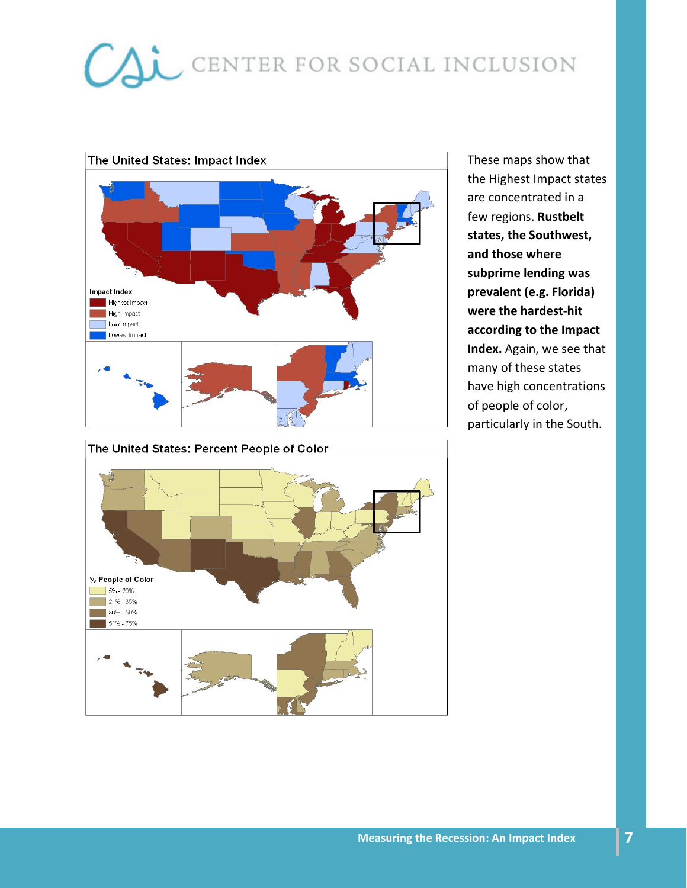The United States: Impact Index

Impact Index
- Highest Impact
- High Impact
- Low Impact
- Lowest Impact

The United States: Percent People of Color

% People of Color
- 5% - 20%
- 21% - 35%
- 36% - 50%
- 51% - 75%

These maps show that the Highest Impact states are concentrated in a few regions. **Rustbelt states, the Southwest, and those where subprime lending was prevalent (e.g. Florida) were the hardest-hit according to the Impact Index.** Again, we see that many of these states have high concentrations of people of color, particularly in the South.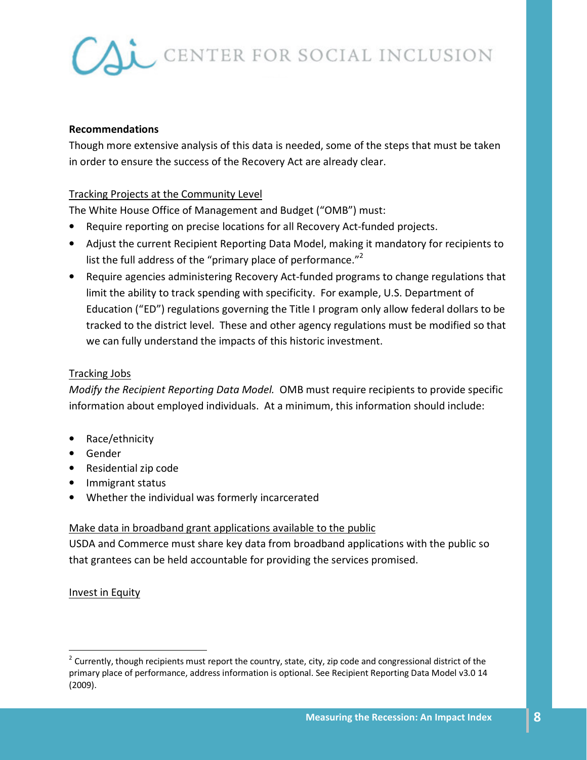**Recommendations**

Though more extensive analysis of this data is needed, some of the steps that must be taken in order to ensure the success of the Recovery Act are already clear.

Tracking Projects at the Community Level

The White House Office of Management and Budget ("OMB") must:

- Require reporting on precise locations for all Recovery Act-funded projects.
- Adjust the current Recipient Reporting Data Model, making it mandatory for recipients to list the full address of the "primary place of performance."[2]
- Require agencies administering Recovery Act-funded programs to change regulations that limit the ability to track spending with specificity. For example, U.S. Department of Education ("ED") regulations governing the Title I program only allow federal dollars to be tracked to the district level. These and other agency regulations must be modified so that we can fully understand the impacts of this historic investment.

Tracking Jobs

*Modify the Recipient Reporting Data Model.* OMB must require recipients to provide specific information about employed individuals. At a minimum, this information should include:

- Race/ethnicity
- Gender
- Residential zip code
- Immigrant status
- Whether the individual was formerly incarcerated

Make data in broadband grant applications available to the public

USDA and Commerce must share key data from broadband applications with the public so that grantees can be held accountable for providing the services promised.

Invest in Equity

---

[2] Currently, though recipients must report the country, state, city, zip code and congressional district of the primary place of performance, address information is optional. See Recipient Reporting Data Model v3.0 14 (2009).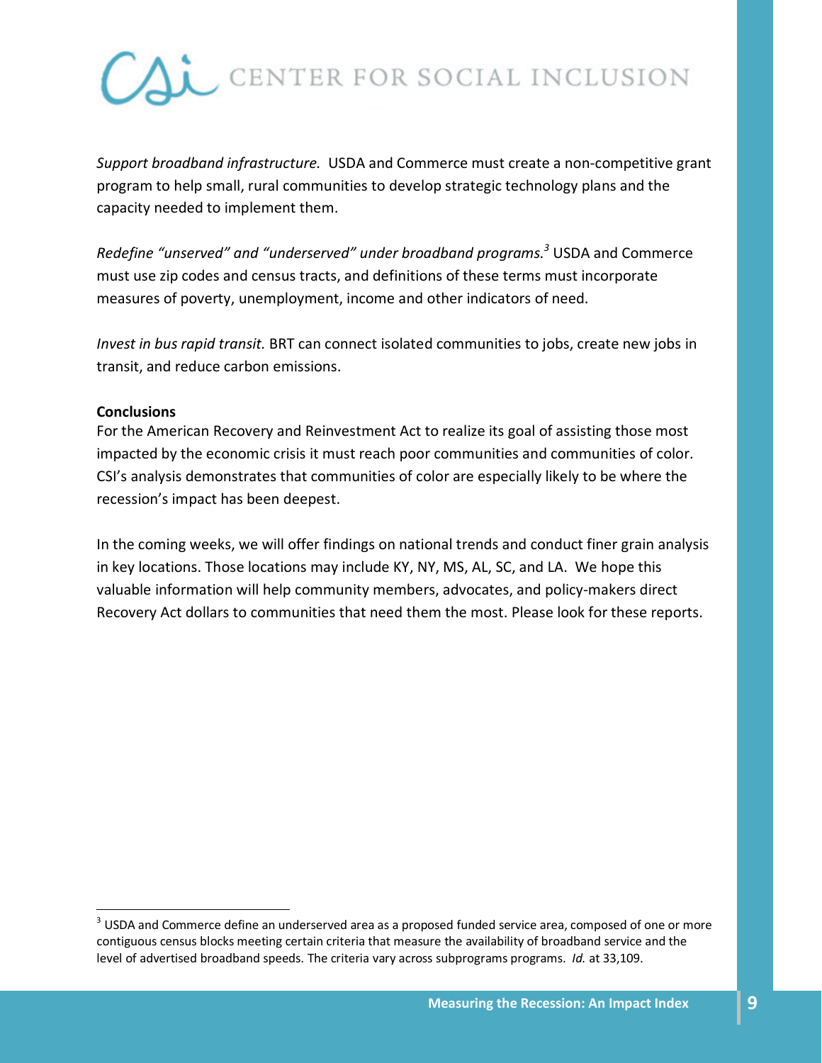*Support broadband infrastructure.* USDA and Commerce must create a non-competitive grant program to help small, rural communities to develop strategic technology plans and the capacity needed to implement them.

*Redefine "unserved" and "underserved" under broadband programs.*[3] USDA and Commerce must use zip codes and census tracts, and definitions of these terms must incorporate measures of poverty, unemployment, income and other indicators of need.

*Invest in bus rapid transit.* BRT can connect isolated communities to jobs, create new jobs in transit, and reduce carbon emissions.

**Conclusions**

For the American Recovery and Reinvestment Act to realize its goal of assisting those most impacted by the economic crisis it must reach poor communities and communities of color. CSI's analysis demonstrates that communities of color are especially likely to be where the recession's impact has been deepest.

In the coming weeks, we will offer findings on national trends and conduct finer grain analysis in key locations. Those locations may include KY, NY, MS, AL, SC, and LA. We hope this valuable information will help community members, advocates, and policy-makers direct Recovery Act dollars to communities that need them the most. Please look for these reports.

---

[3] USDA and Commerce define an underserved area as a proposed funded service area, composed of one or more contiguous census blocks meeting certain criteria that measure the availability of broadband service and the level of advertised broadband speeds. The criteria vary across subprograms programs. *Id.* at 33,109.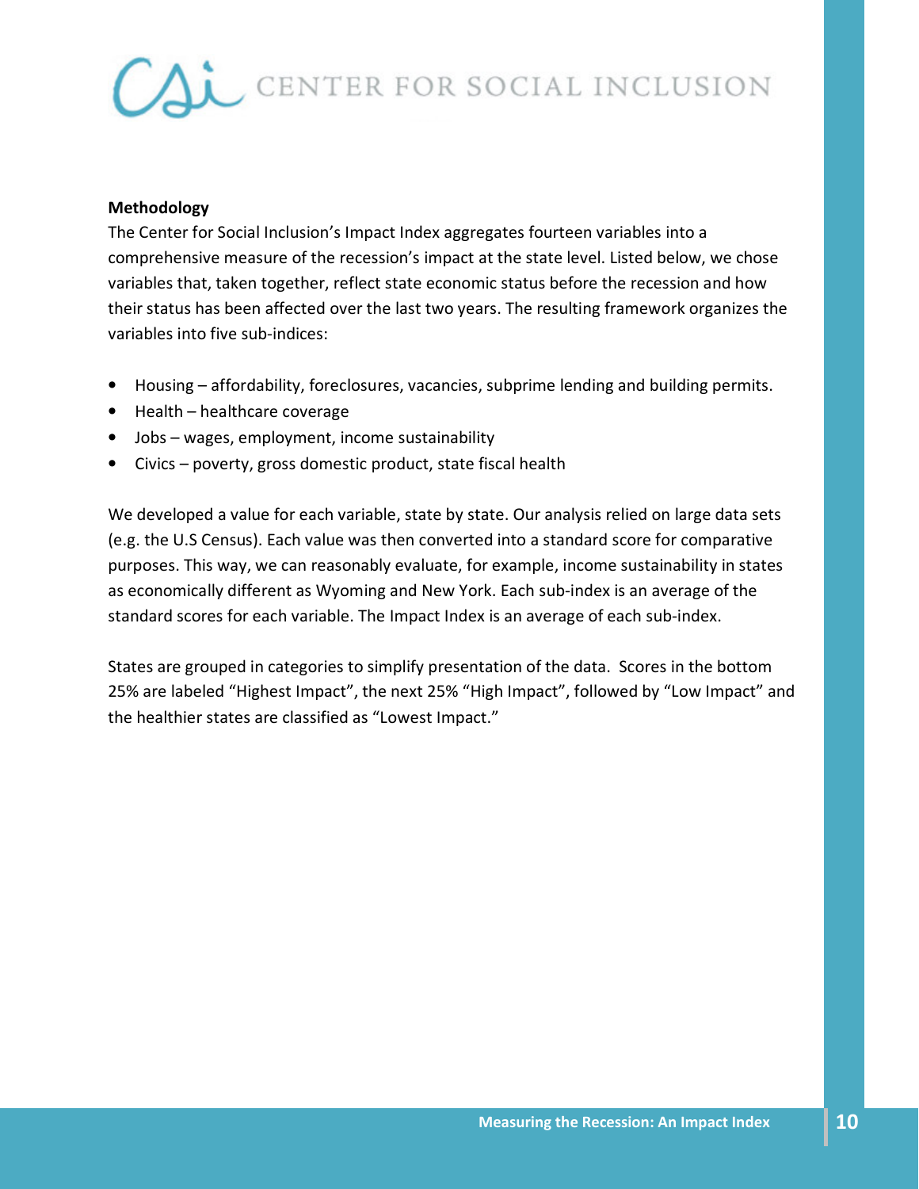**Methodology**

The Center for Social Inclusion's Impact Index aggregates fourteen variables into a comprehensive measure of the recession's impact at the state level. Listed below, we chose variables that, taken together, reflect state economic status before the recession and how their status has been affected over the last two years. The resulting framework organizes the variables into five sub-indices:

- Housing – affordability, foreclosures, vacancies, subprime lending and building permits.
- Health – healthcare coverage
- Jobs – wages, employment, income sustainability
- Civics – poverty, gross domestic product, state fiscal health

We developed a value for each variable, state by state. Our analysis relied on large data sets (e.g. the U.S Census). Each value was then converted into a standard score for comparative purposes. This way, we can reasonably evaluate, for example, income sustainability in states as economically different as Wyoming and New York. Each sub-index is an average of the standard scores for each variable. The Impact Index is an average of each sub-index.

States are grouped in categories to simplify presentation of the data. Scores in the bottom 25% are labeled "Highest Impact", the next 25% "High Impact", followed by "Low Impact" and the healthier states are classified as "Lowest Impact."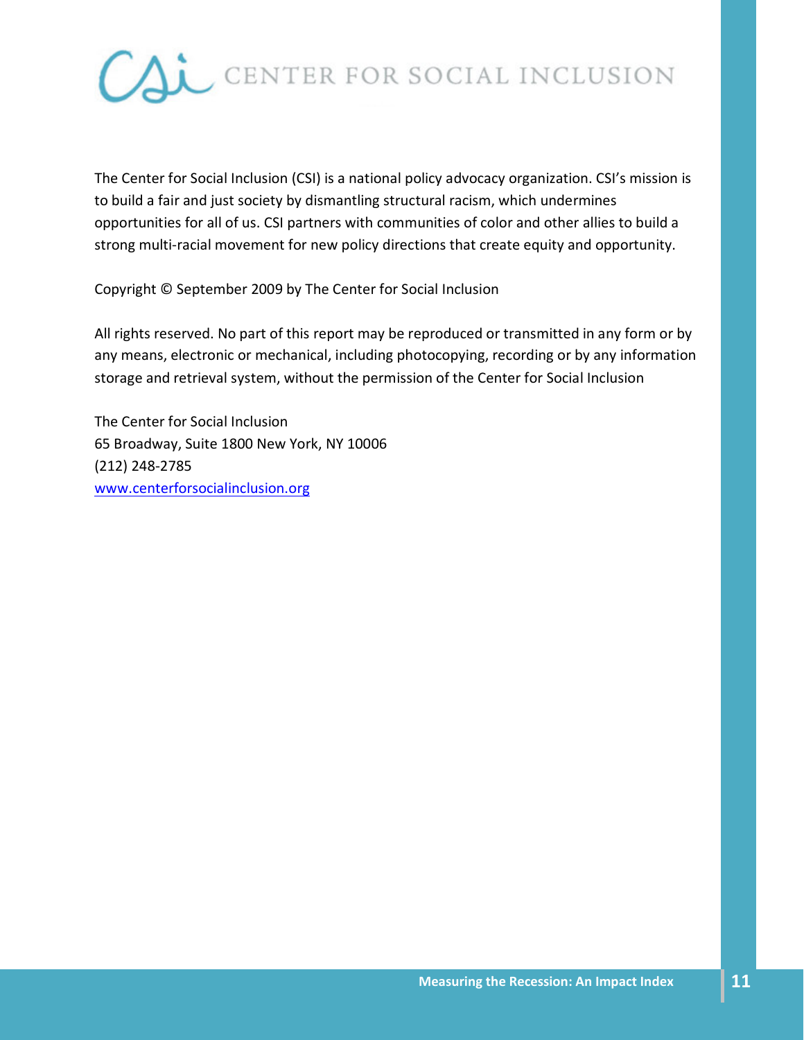CENTER FOR SOCIAL INCLUSION

The Center for Social Inclusion (CSI) is a national policy advocacy organization. CSI's mission is to build a fair and just society by dismantling structural racism, which undermines opportunities for all of us. CSI partners with communities of color and other allies to build a strong multi-racial movement for new policy directions that create equity and opportunity.

Copyright © September 2009 by The Center for Social Inclusion

All rights reserved. No part of this report may be reproduced or transmitted in any form or by any means, electronic or mechanical, including photocopying, recording or by any information storage and retrieval system, without the permission of the Center for Social Inclusion

The Center for Social Inclusion  
65 Broadway, Suite 1800 New York, NY 10006  
(212) 248-2785  
www.centerforsocialinclusion.org